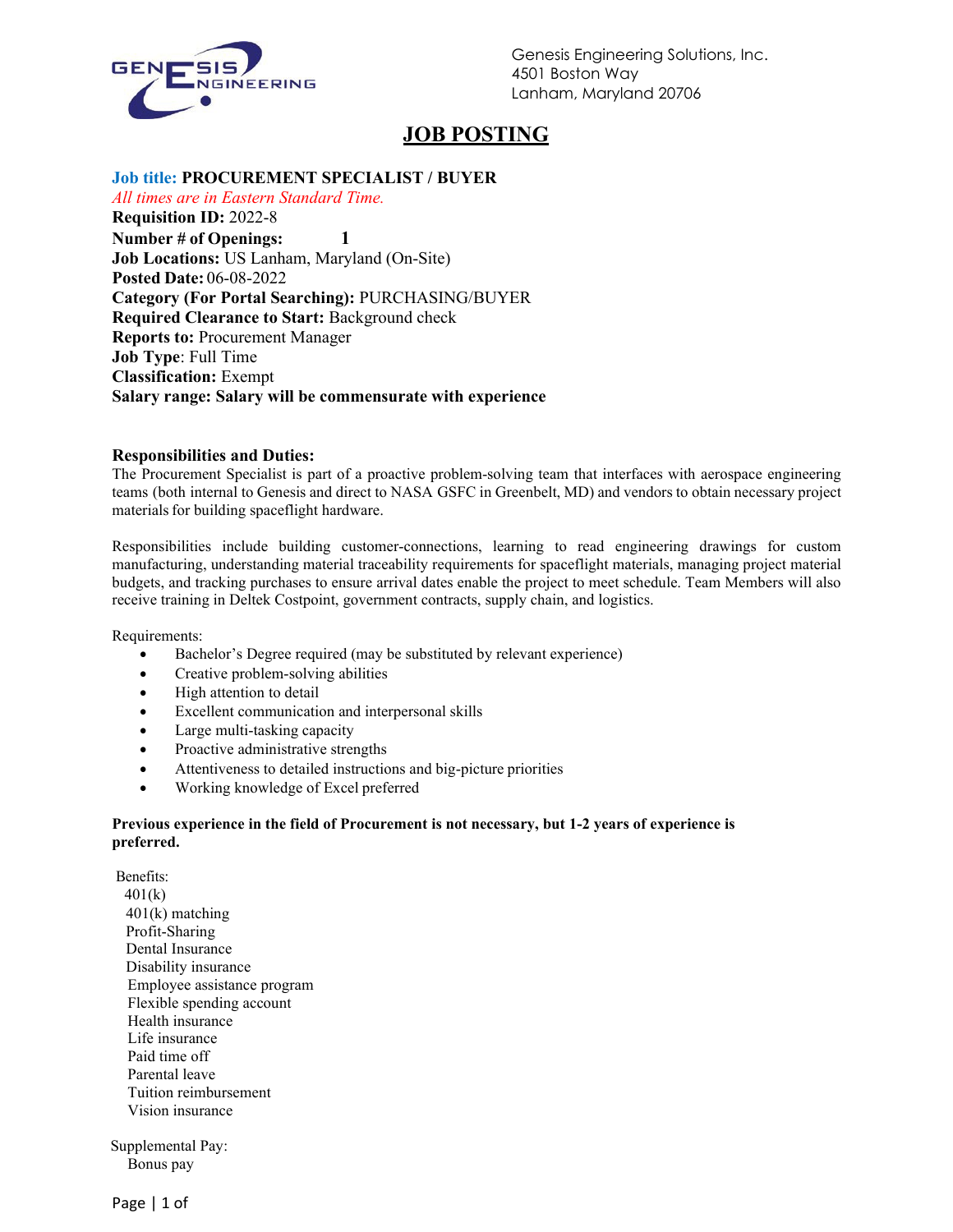Genesis Engineering Solutions, Inc.
4501 Boston Way
Lanham, Maryland 20706

# JOB POSTING

**Job title: PROCUREMENT SPECIALIST / BUYER**

*All times are in Eastern Standard Time.*

**Requisition ID:** 2022-8
**Number # of Openings:** 1
**Job Locations:** US Lanham, Maryland (On-Site)
**Posted Date:** 06-08-2022
**Category (For Portal Searching):** PURCHASING/BUYER
**Required Clearance to Start:** Background check
**Reports to:** Procurement Manager
**Job Type**: Full Time
**Classification:** Exempt
**Salary range: Salary will be commensurate with experience**

**Responsibilities and Duties:**

The Procurement Specialist is part of a proactive problem-solving team that interfaces with aerospace engineering teams (both internal to Genesis and direct to NASA GSFC in Greenbelt, MD) and vendors to obtain necessary project materials for building spaceflight hardware.

Responsibilities include building customer-connections, learning to read engineering drawings for custom manufacturing, understanding material traceability requirements for spaceflight materials, managing project material budgets, and tracking purchases to ensure arrival dates enable the project to meet schedule. Team Members will also receive training in Deltek Costpoint, government contracts, supply chain, and logistics.

Requirements:

- Bachelor's Degree required (may be substituted by relevant experience)
- Creative problem-solving abilities
- High attention to detail
- Excellent communication and interpersonal skills
- Large multi-tasking capacity
- Proactive administrative strengths
- Attentiveness to detailed instructions and big-picture priorities
- Working knowledge of Excel preferred

**Previous experience in the field of Procurement is not necessary, but 1-2 years of experience is preferred.**

Benefits:

401(k)
401(k) matching
Profit-Sharing
Dental Insurance
Disability insurance
Employee assistance program
Flexible spending account
Health insurance
Life insurance
Paid time off
Parental leave
Tuition reimbursement
Vision insurance

Supplemental Pay:

Bonus pay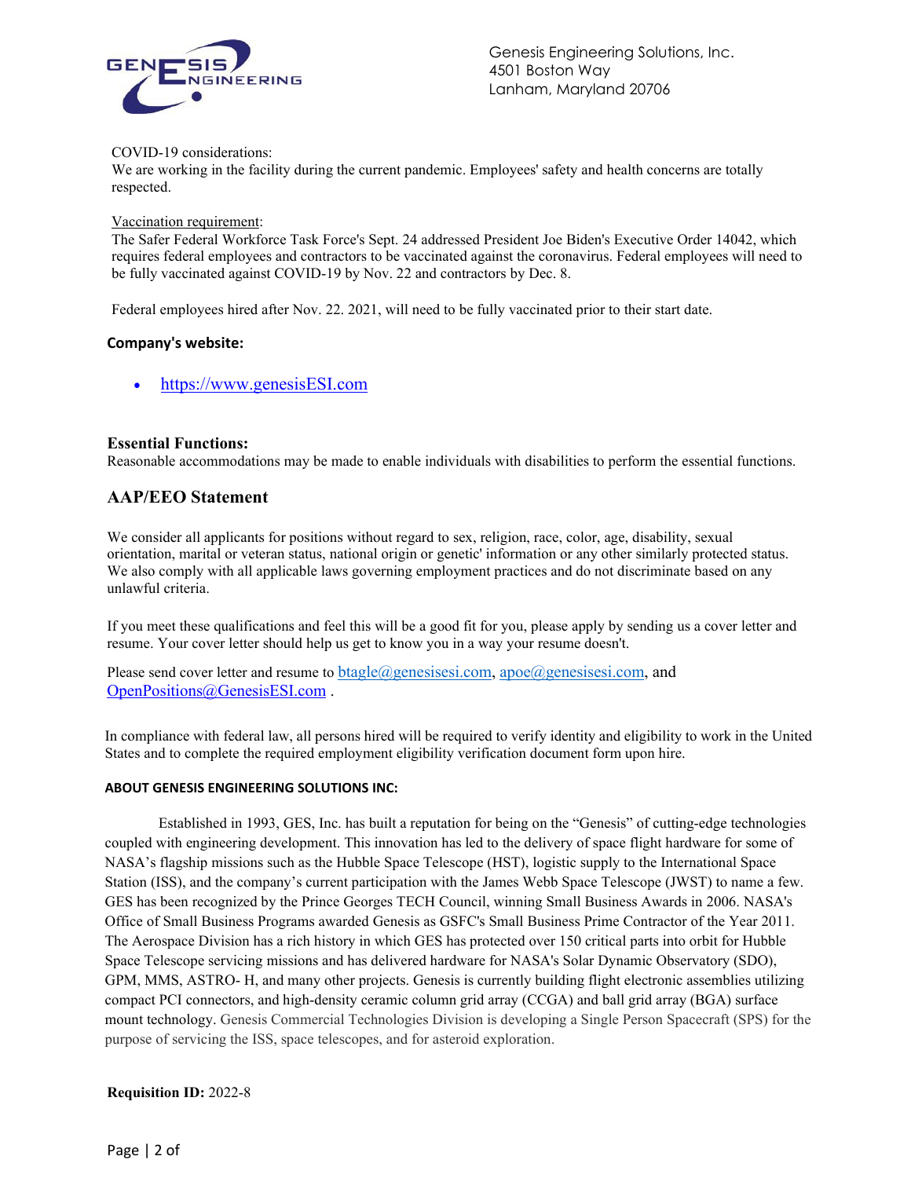Genesis Engineering Solutions, Inc.
4501 Boston Way
Lanham, Maryland 20706

COVID-19 considerations:
We are working in the facility during the current pandemic. Employees' safety and health concerns are totally respected.

Vaccination requirement:
The Safer Federal Workforce Task Force's Sept. 24 addressed President Joe Biden's Executive Order 14042, which requires federal employees and contractors to be vaccinated against the coronavirus. Federal employees will need to be fully vaccinated against COVID-19 by Nov. 22 and contractors by Dec. 8.

Federal employees hired after Nov. 22. 2021, will need to be fully vaccinated prior to their start date.

**Company's website:**

- https://www.genesisESI.com

**Essential Functions:**
Reasonable accommodations may be made to enable individuals with disabilities to perform the essential functions.

## AAP/EEO Statement

We consider all applicants for positions without regard to sex, religion, race, color, age, disability, sexual orientation, marital or veteran status, national origin or genetic' information or any other similarly protected status. We also comply with all applicable laws governing employment practices and do not discriminate based on any unlawful criteria.

If you meet these qualifications and feel this will be a good fit for you, please apply by sending us a cover letter and resume. Your cover letter should help us get to know you in a way your resume doesn't.

Please send cover letter and resume to btagle@genesisesi.com, apoe@genesisesi.com, and OpenPositions@GenesisESI.com .

In compliance with federal law, all persons hired will be required to verify identity and eligibility to work in the United States and to complete the required employment eligibility verification document form upon hire.

**ABOUT GENESIS ENGINEERING SOLUTIONS INC:**

Established in 1993, GES, Inc. has built a reputation for being on the "Genesis" of cutting-edge technologies coupled with engineering development. This innovation has led to the delivery of space flight hardware for some of NASA's flagship missions such as the Hubble Space Telescope (HST), logistic supply to the International Space Station (ISS), and the company's current participation with the James Webb Space Telescope (JWST) to name a few. GES has been recognized by the Prince Georges TECH Council, winning Small Business Awards in 2006. NASA's Office of Small Business Programs awarded Genesis as GSFC's Small Business Prime Contractor of the Year 2011. The Aerospace Division has a rich history in which GES has protected over 150 critical parts into orbit for Hubble Space Telescope servicing missions and has delivered hardware for NASA's Solar Dynamic Observatory (SDO), GPM, MMS, ASTRO- H, and many other projects. Genesis is currently building flight electronic assemblies utilizing compact PCI connectors, and high-density ceramic column grid array (CCGA) and ball grid array (BGA) surface mount technology. Genesis Commercial Technologies Division is developing a Single Person Spacecraft (SPS) for the purpose of servicing the ISS, space telescopes, and for asteroid exploration.

**Requisition ID:** 2022-8